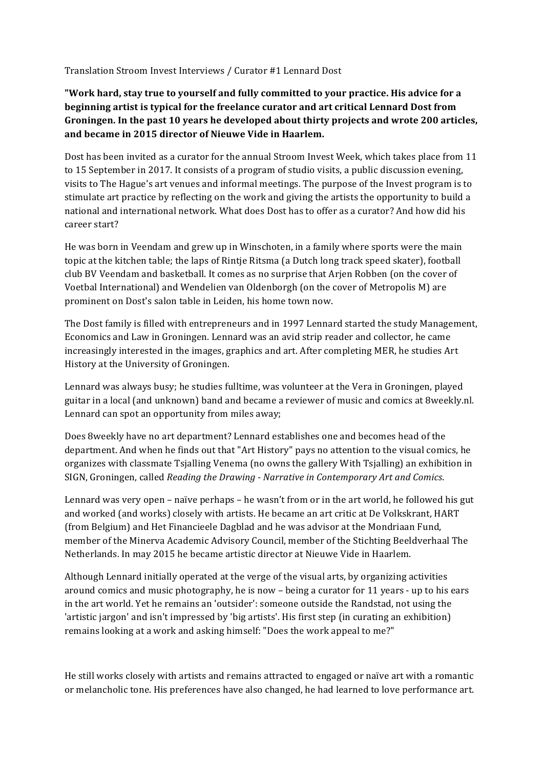Translation Stroom Invest Interviews / Curator #1 Lennard Dost

**"Work hard, stay true to yourself and fully committed to your practice. His advice for a beginning artist is typical for the freelance curator and art critical Lennard Dost from Groningen. In the past 10 years he developed about thirty projects and wrote 200 articles, and became in 2015 director of Nieuwe Vide in Haarlem.**

Dost has been invited as a curator for the annual Stroom Invest Week, which takes place from 11 to 15 September in 2017. It consists of a program of studio visits, a public discussion evening, visits to The Hague's art venues and informal meetings. The purpose of the Invest program is to stimulate art practice by reflecting on the work and giving the artists the opportunity to build a national and international network. What does Dost has to offer as a curator? And how did his career start?

He was born in Veendam and grew up in Winschoten, in a family where sports were the main topic at the kitchen table; the laps of Rintje Ritsma (a Dutch long track speed skater), football club BV Veendam and basketball. It comes as no surprise that Arjen Robben (on the cover of Voetbal International) and Wendelien van Oldenborgh (on the cover of Metropolis M) are prominent on Dost's salon table in Leiden, his home town now.

The Dost family is filled with entrepreneurs and in 1997 Lennard started the study Management, Economics and Law in Groningen. Lennard was an avid strip reader and collector, he came increasingly interested in the images, graphics and art. After completing MER, he studies Art History at the University of Groningen.

Lennard was always busy; he studies fulltime, was volunteer at the Vera in Groningen, played guitar in a local (and unknown) band and became a reviewer of music and comics at 8weekly.nl. Lennard can spot an opportunity from miles away;

Does 8weekly have no art department? Lennard establishes one and becomes head of the department. And when he finds out that "Art History" pays no attention to the visual comics, he organizes with classmate Tsjalling Venema (no owns the gallery With Tsjalling) an exhibition in SIGN, Groningen, called *Reading the Drawing - Narrative in Contemporary Art and Comics*.

Lennard was very open – naïve perhaps – he wasn't from or in the art world, he followed his gut and worked (and works) closely with artists. He became an art critic at De Volkskrant, HART (from Belgium) and Het Financieele Dagblad and he was advisor at the Mondriaan Fund, member of the Minerva Academic Advisory Council, member of the Stichting Beeldverhaal The Netherlands. In may 2015 he became artistic director at Nieuwe Vide in Haarlem.

Although Lennard initially operated at the verge of the visual arts, by organizing activities around comics and music photography, he is now – being a curator for 11 years - up to his ears in the art world. Yet he remains an 'outsider': someone outside the Randstad, not using the 'artistic jargon' and isn't impressed by 'big artists'. His first step (in curating an exhibition) remains looking at a work and asking himself: "Does the work appeal to me?"

He still works closely with artists and remains attracted to engaged or naïve art with a romantic or melancholic tone. His preferences have also changed, he had learned to love performance art.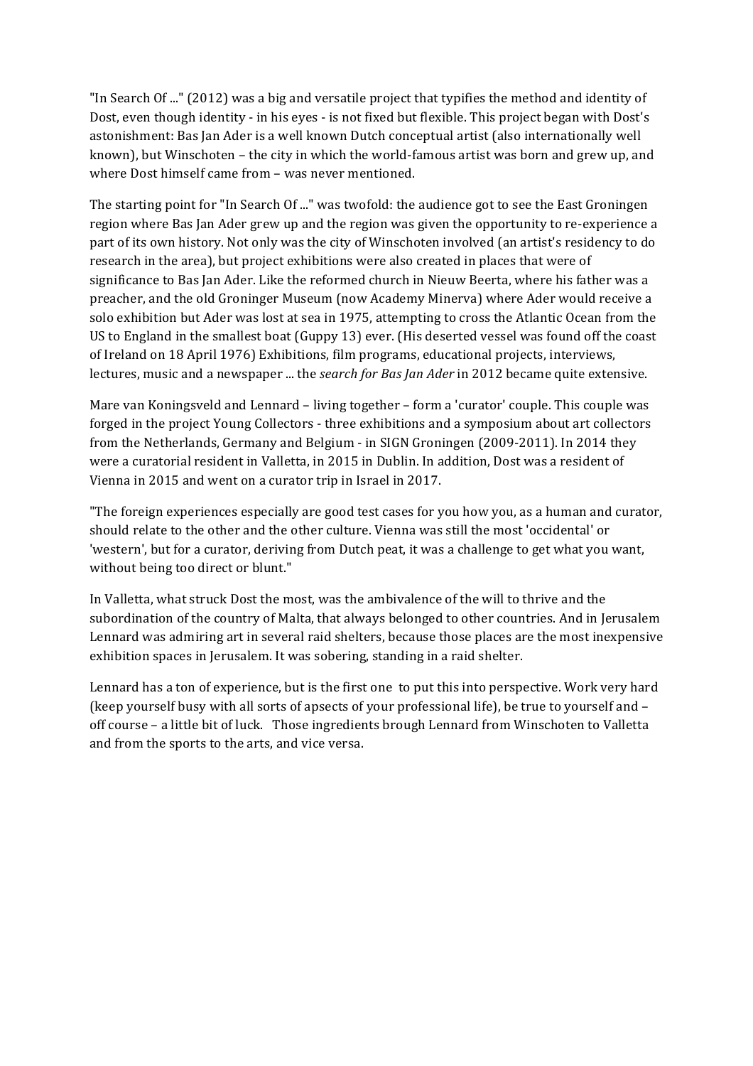"In Search Of ..." (2012) was a big and versatile project that typifies the method and identity of Dost, even though identity - in his eyes - is not fixed but flexible. This project began with Dost's astonishment: Bas Jan Ader is a well known Dutch conceptual artist (also internationally well known), but Winschoten – the city in which the world-famous artist was born and grew up, and where Dost himself came from – was never mentioned.

The starting point for "In Search Of ..." was twofold: the audience got to see the East Groningen region where Bas Jan Ader grew up and the region was given the opportunity to re-experience a part of its own history. Not only was the city of Winschoten involved (an artist's residency to do research in the area), but project exhibitions were also created in places that were of significance to Bas Jan Ader. Like the reformed church in Nieuw Beerta, where his father was a preacher, and the old Groninger Museum (now Academy Minerva) where Ader would receive a solo exhibition but Ader was lost at sea in 1975, attempting to cross the Atlantic Ocean from the US to England in the smallest boat (Guppy 13) ever. (His deserted vessel was found off the coast of Ireland on 18 April 1976) Exhibitions, film programs, educational projects, interviews, lectures, music and a newspaper ... the *search for Bas Jan Ader* in 2012 became quite extensive.

Mare van Koningsveld and Lennard – living together – form a 'curator' couple. This couple was forged in the project Young Collectors - three exhibitions and a symposium about art collectors from the Netherlands, Germany and Belgium - in SIGN Groningen (2009-2011). In 2014 they were a curatorial resident in Valletta, in 2015 in Dublin. In addition, Dost was a resident of Vienna in 2015 and went on a curator trip in Israel in 2017.

"The foreign experiences especially are good test cases for you how you, as a human and curator, should relate to the other and the other culture. Vienna was still the most 'occidental' or 'western', but for a curator, deriving from Dutch peat, it was a challenge to get what you want, without being too direct or blunt."

In Valletta, what struck Dost the most, was the ambivalence of the will to thrive and the subordination of the country of Malta, that always belonged to other countries. And in Jerusalem Lennard was admiring art in several raid shelters, because those places are the most inexpensive exhibition spaces in Jerusalem. It was sobering, standing in a raid shelter.

Lennard has a ton of experience, but is the first one to put this into perspective. Work very hard (keep yourself busy with all sorts of apsects of your professional life), be true to yourself and – off course – a little bit of luck. Those ingredients brough Lennard from Winschoten to Valletta and from the sports to the arts, and vice versa.